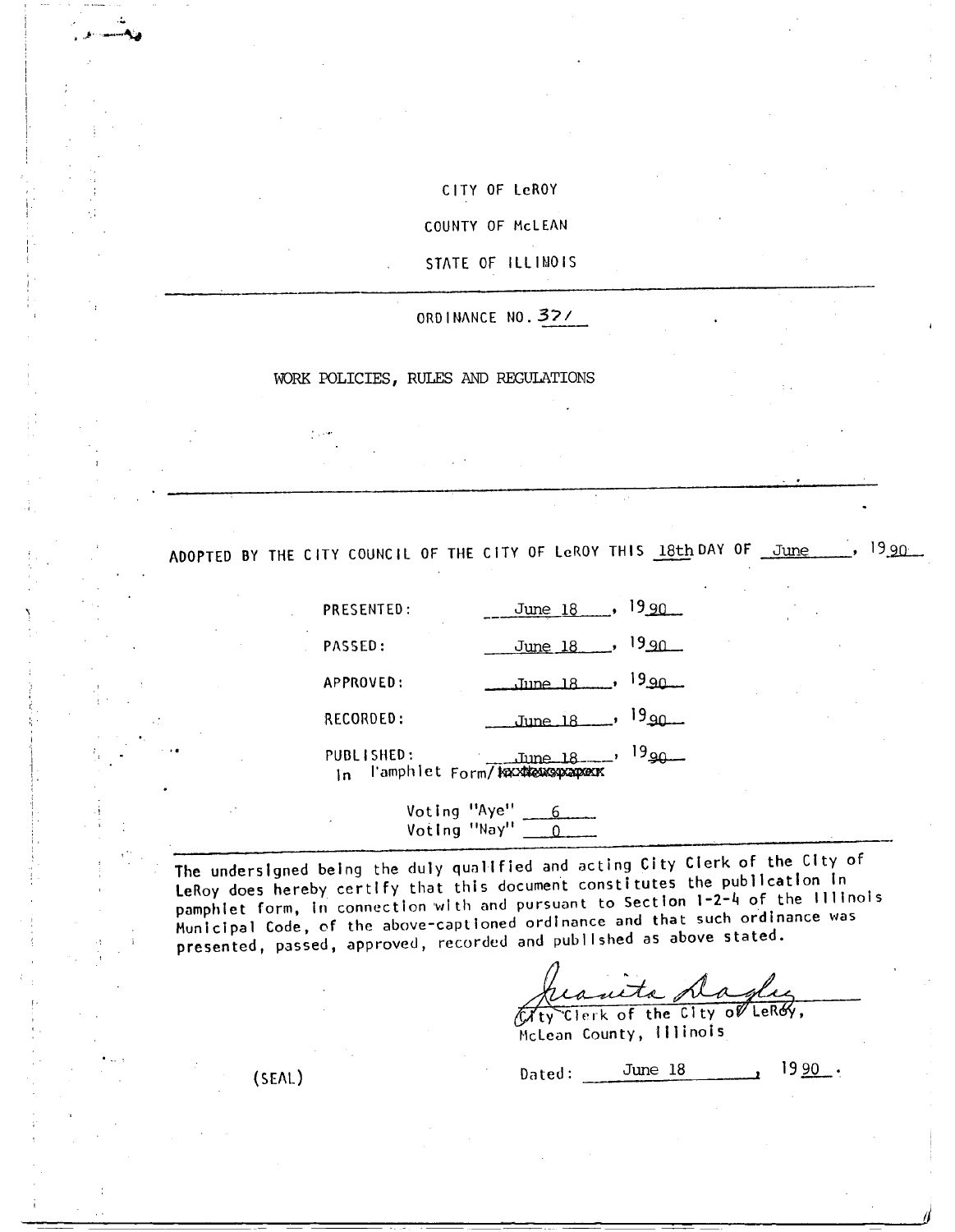CITY OF LeROY

COUNTY OF McLEAN

STATE OF ILLINOIS

---

ORDINANCE NO. 371

WORK POLICIES, RULES AND REGULATIONS

---

ADOPTED BY THE CITY COUNCIL OF THE CITY OF LeROY THIS 18th DAY OF June, 1990

PRESENTED: June 18, 1990

PASSED: June 18, 1990

APPROVED: June 18, 1990

RECORDED: June 18, 1990

PUBLISHED: June 18, 1990
In Pamphlet Form/~~Newspaper~~

Voting "Aye" 6
Voting "Nay" 0

---

The undersigned being the duly qualified and acting City Clerk of the City of LeRoy does hereby certify that this document constitutes the publication in pamphlet form, in connection with and pursuant to Section 1-2-4 of the Illinois Municipal Code, of the above-captioned ordinance and that such ordinance was presented, passed, approved, recorded and published as above stated.

Juanita Dagley
City Clerk of the City of LeRoy,
McLean County, Illinois

(SEAL)

Dated: June 18, 1990.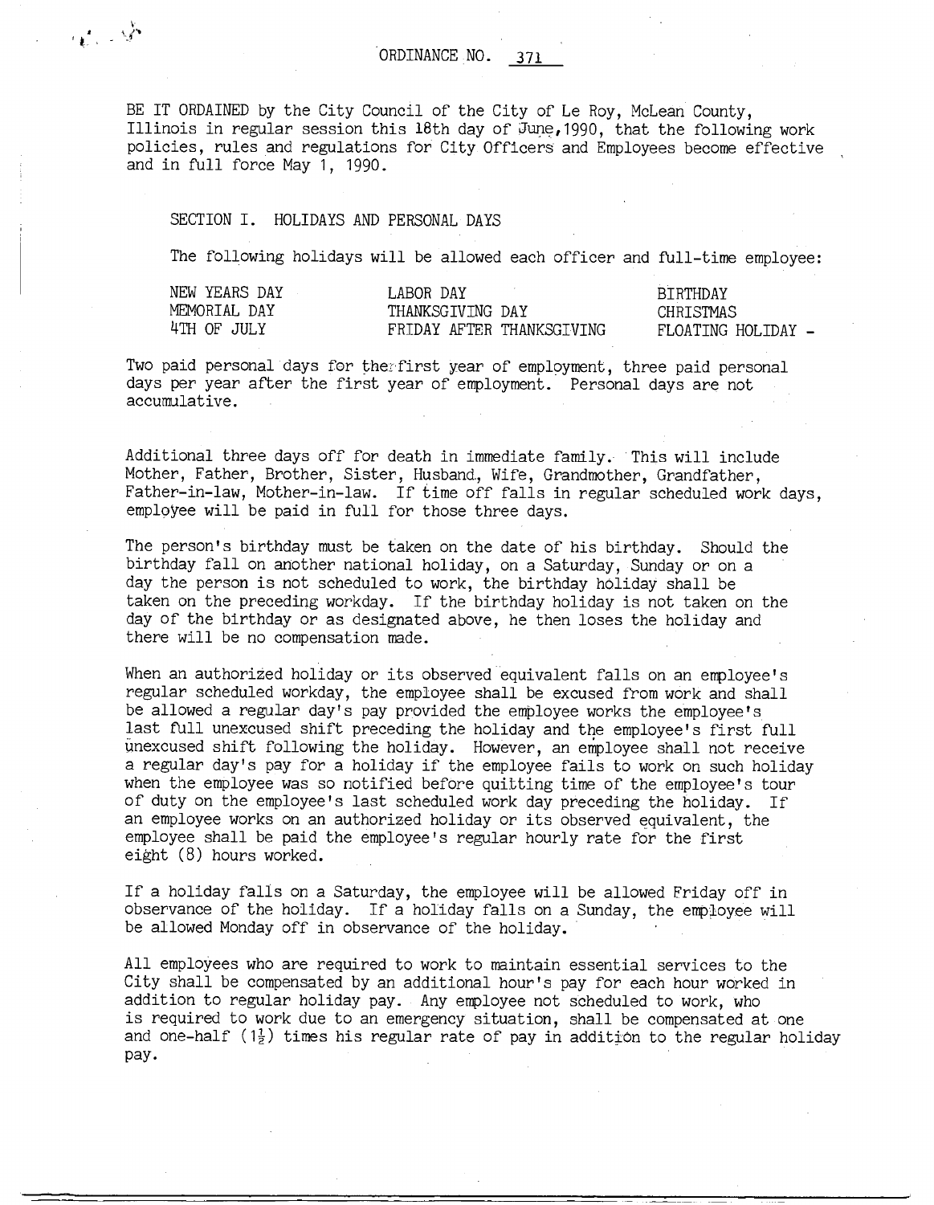ORDINANCE NO. 371

BE IT ORDAINED by the City Council of the City of Le Roy, McLean County, Illinois in regular session this 18th day of June,1990, that the following work policies, rules and regulations for City Officers and Employees become effective and in full force May 1, 1990.

## SECTION I. HOLIDAYS AND PERSONAL DAYS

The following holidays will be allowed each officer and full-time employee:

| | | |
|---|---|---|
| NEW YEARS DAY | LABOR DAY | BIRTHDAY |
| MEMORIAL DAY | THANKSGIVING DAY | CHRISTMAS |
| 4TH OF JULY | FRIDAY AFTER THANKSGIVING | FLOATING HOLIDAY - |

Two paid personal days for the first year of employment, three paid personal days per year after the first year of employment. Personal days are not accumulative.

Additional three days off for death in immediate family. This will include Mother, Father, Brother, Sister, Husband, Wife, Grandmother, Grandfather, Father-in-law, Mother-in-law. If time off falls in regular scheduled work days, employee will be paid in full for those three days.

The person's birthday must be taken on the date of his birthday. Should the birthday fall on another national holiday, on a Saturday, Sunday or on a day the person is not scheduled to work, the birthday holiday shall be taken on the preceding workday. If the birthday holiday is not taken on the day of the birthday or as designated above, he then loses the holiday and there will be no compensation made.

When an authorized holiday or its observed equivalent falls on an employee's regular scheduled workday, the employee shall be excused from work and shall be allowed a regular day's pay provided the employee works the employee's last full unexcused shift preceding the holiday and the employee's first full unexcused shift following the holiday. However, an employee shall not receive a regular day's pay for a holiday if the employee fails to work on such holiday when the employee was so notified before quitting time of the employee's tour of duty on the employee's last scheduled work day preceding the holiday. If an employee works on an authorized holiday or its observed equivalent, the employee shall be paid the employee's regular hourly rate for the first eight (8) hours worked.

If a holiday falls on a Saturday, the employee will be allowed Friday off in observance of the holiday. If a holiday falls on a Sunday, the employee will be allowed Monday off in observance of the holiday.

All employees who are required to work to maintain essential services to the City shall be compensated by an additional hour's pay for each hour worked in addition to regular holiday pay. Any employee not scheduled to work, who is required to work due to an emergency situation, shall be compensated at one and one-half ($1\frac{1}{2}$) times his regular rate of pay in addition to the regular holiday pay.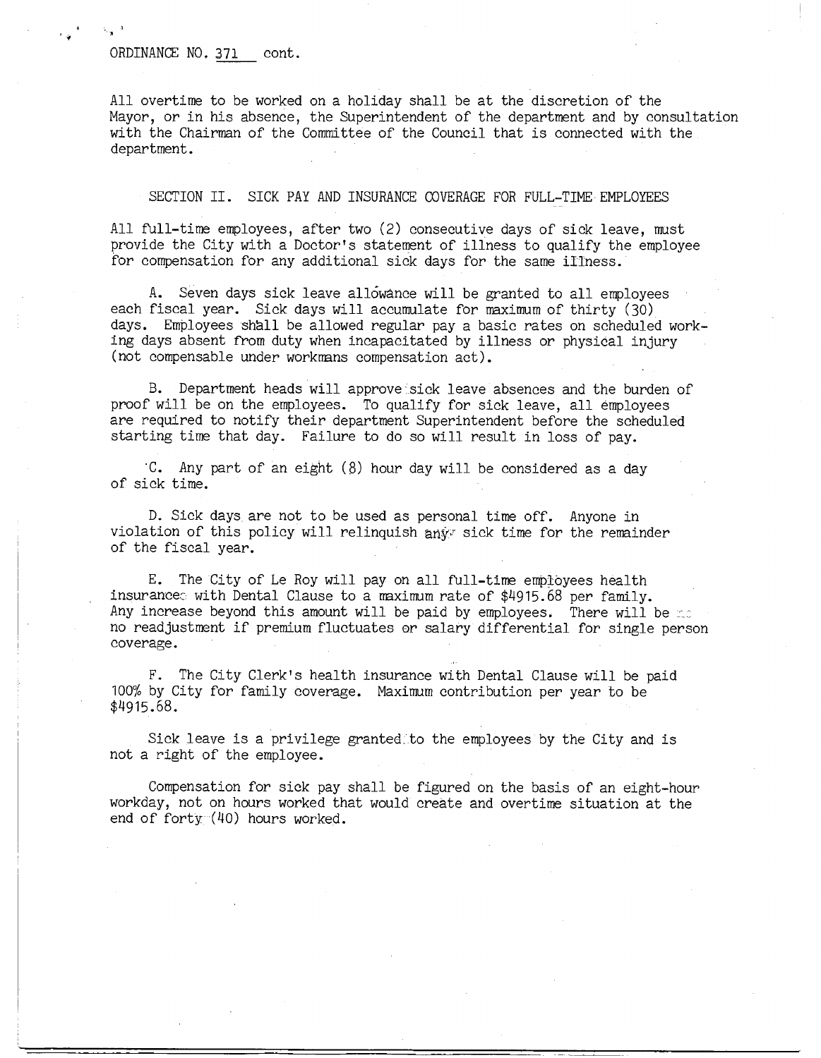ORDINANCE NO. 371 cont.

All overtime to be worked on a holiday shall be at the discretion of the Mayor, or in his absence, the Superintendent of the department and by consultation with the Chairman of the Committee of the Council that is connected with the department.

## SECTION II. SICK PAY AND INSURANCE COVERAGE FOR FULL-TIME EMPLOYEES

All full-time employees, after two (2) consecutive days of sick leave, must provide the City with a Doctor's statement of illness to qualify the employee for compensation for any additional sick days for the same illness.

A. Seven days sick leave allowance will be granted to all employees each fiscal year. Sick days will accumulate for maximum of thirty (30) days. Employees shall be allowed regular pay a basic rates on scheduled working days absent from duty when incapacitated by illness or physical injury (not compensable under workmans compensation act).

B. Department heads will approve sick leave absences and the burden of proof will be on the employees. To qualify for sick leave, all employees are required to notify their department Superintendent before the scheduled starting time that day. Failure to do so will result in loss of pay.

C. Any part of an eight (8) hour day will be considered as a day of sick time.

D. Sick days are not to be used as personal time off. Anyone in violation of this policy will relinquish any sick time for the remainder of the fiscal year.

E. The City of Le Roy will pay on all full-time employees health insurance with Dental Clause to a maximum rate of $4915.68 per family. Any increase beyond this amount will be paid by employees. There will be no readjustment if premium fluctuates or salary differential for single person coverage.

F. The City Clerk's health insurance with Dental Clause will be paid 100% by City for family coverage. Maximum contribution per year to be $4915.68.

Sick leave is a privilege granted to the employees by the City and is not a right of the employee.

Compensation for sick pay shall be figured on the basis of an eight-hour workday, not on hours worked that would create and overtime situation at the end of forty (40) hours worked.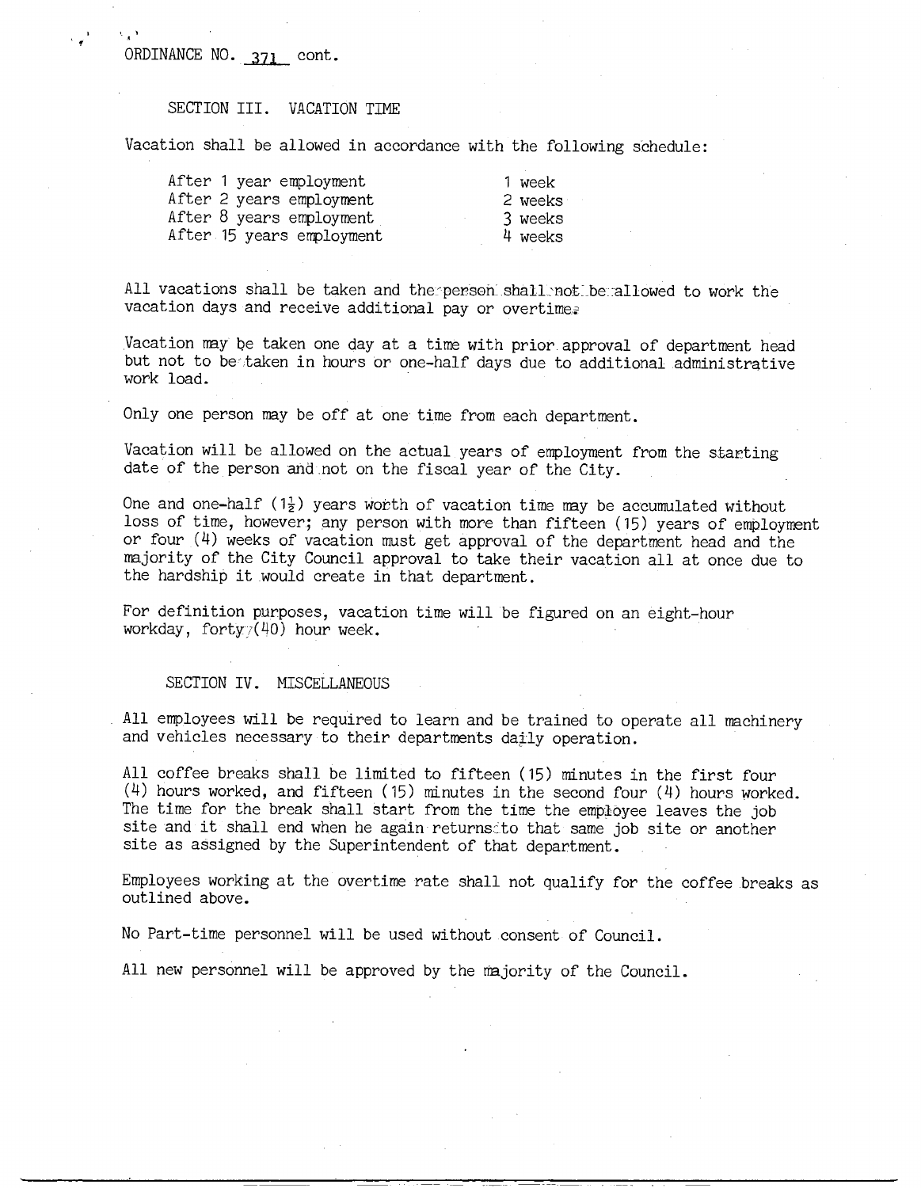ORDINANCE NO. 371 cont.

## SECTION III. VACATION TIME

Vacation shall be allowed in accordance with the following schedule:

| | |
|---|---|
| After 1 year employment | 1 week |
| After 2 years employment | 2 weeks |
| After 8 years employment | 3 weeks |
| After 15 years employment | 4 weeks |

All vacations shall be taken and the person shall not be allowed to work the vacation days and receive additional pay or overtime.

Vacation may be taken one day at a time with prior approval of department head but not to be taken in hours or one-half days due to additional administrative work load.

Only one person may be off at one time from each department.

Vacation will be allowed on the actual years of employment from the starting date of the person and not on the fiscal year of the City.

One and one-half ($1\frac{1}{2}$) years worth of vacation time may be accumulated without loss of time, however; any person with more than fifteen (15) years of employment or four (4) weeks of vacation must get approval of the department head and the majority of the City Council approval to take their vacation all at once due to the hardship it would create in that department.

For definition purposes, vacation time will be figured on an eight-hour workday, forty (40) hour week.

## SECTION IV. MISCELLANEOUS

All employees will be required to learn and be trained to operate all machinery and vehicles necessary to their departments daily operation.

All coffee breaks shall be limited to fifteen (15) minutes in the first four (4) hours worked, and fifteen (15) minutes in the second four (4) hours worked. The time for the break shall start from the time the employee leaves the job site and it shall end when he again returns to that same job site or another site as assigned by the Superintendent of that department.

Employees working at the overtime rate shall not qualify for the coffee breaks as outlined above.

No Part-time personnel will be used without consent of Council.

All new personnel will be approved by the majority of the Council.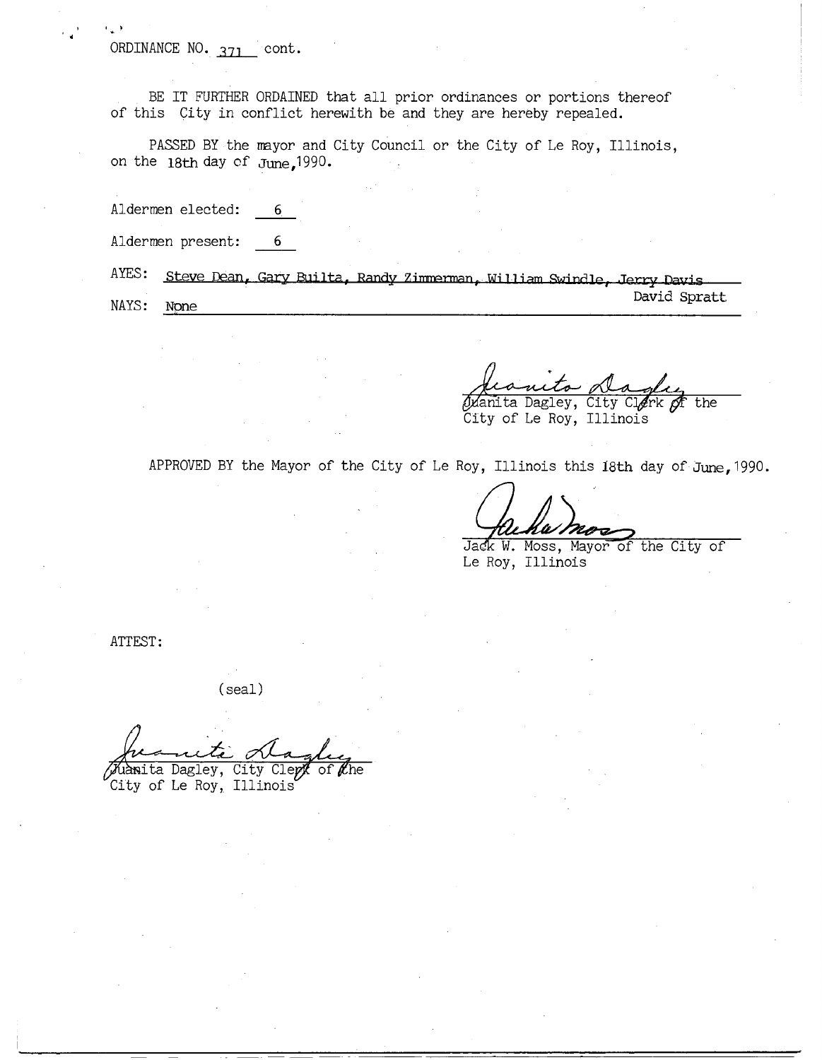ORDINANCE NO. 371 cont.

BE IT FURTHER ORDAINED that all prior ordinances or portions thereof of this City in conflict herewith be and they are hereby repealed.

PASSED BY the mayor and City Council or the City of Le Roy, Illinois, on the 18th day of June, 1990.

Aldermen elected: 6

Aldermen present: 6

AYES: Steve Dean, Gary Builta, Randy Zimmerman, William Swindle, Jerry Davis David Spratt

NAYS: None

Juanita Dagley, City Clerk of the City of Le Roy, Illinois

APPROVED BY the Mayor of the City of Le Roy, Illinois this 18th day of June, 1990.

Jack W. Moss, Mayor of the City of Le Roy, Illinois

ATTEST:

(seal)

Juanita Dagley, City Clerk of the City of Le Roy, Illinois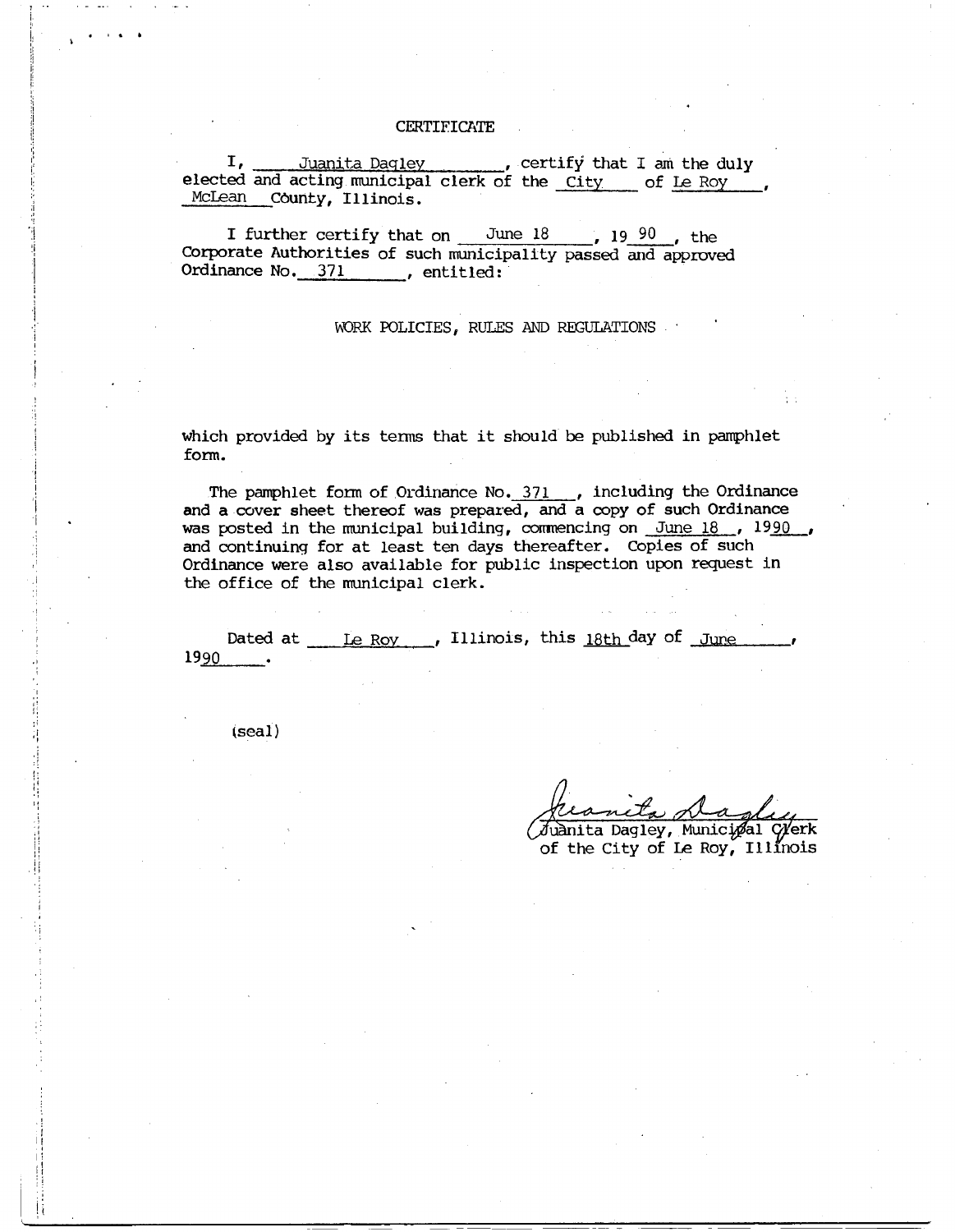# CERTIFICATE

I, Juanita Dagley, certify that I am the duly elected and acting municipal clerk of the City of Le Roy, McLean County, Illinois.

I further certify that on June 18, 1990, the Corporate Authorities of such municipality passed and approved Ordinance No. 371, entitled:

WORK POLICIES, RULES AND REGULATIONS

which provided by its terms that it should be published in pamphlet form.

The pamphlet form of Ordinance No. 371, including the Ordinance and a cover sheet thereof was prepared, and a copy of such Ordinance was posted in the municipal building, commencing on June 18, 1990, and continuing for at least ten days thereafter. Copies of such Ordinance were also available for public inspection upon request in the office of the municipal clerk.

Dated at Le Roy, Illinois, this 18th day of June, 1990.

(seal)

Juanita Dagley

Juanita Dagley, Municipal Clerk
of the City of Le Roy, Illinois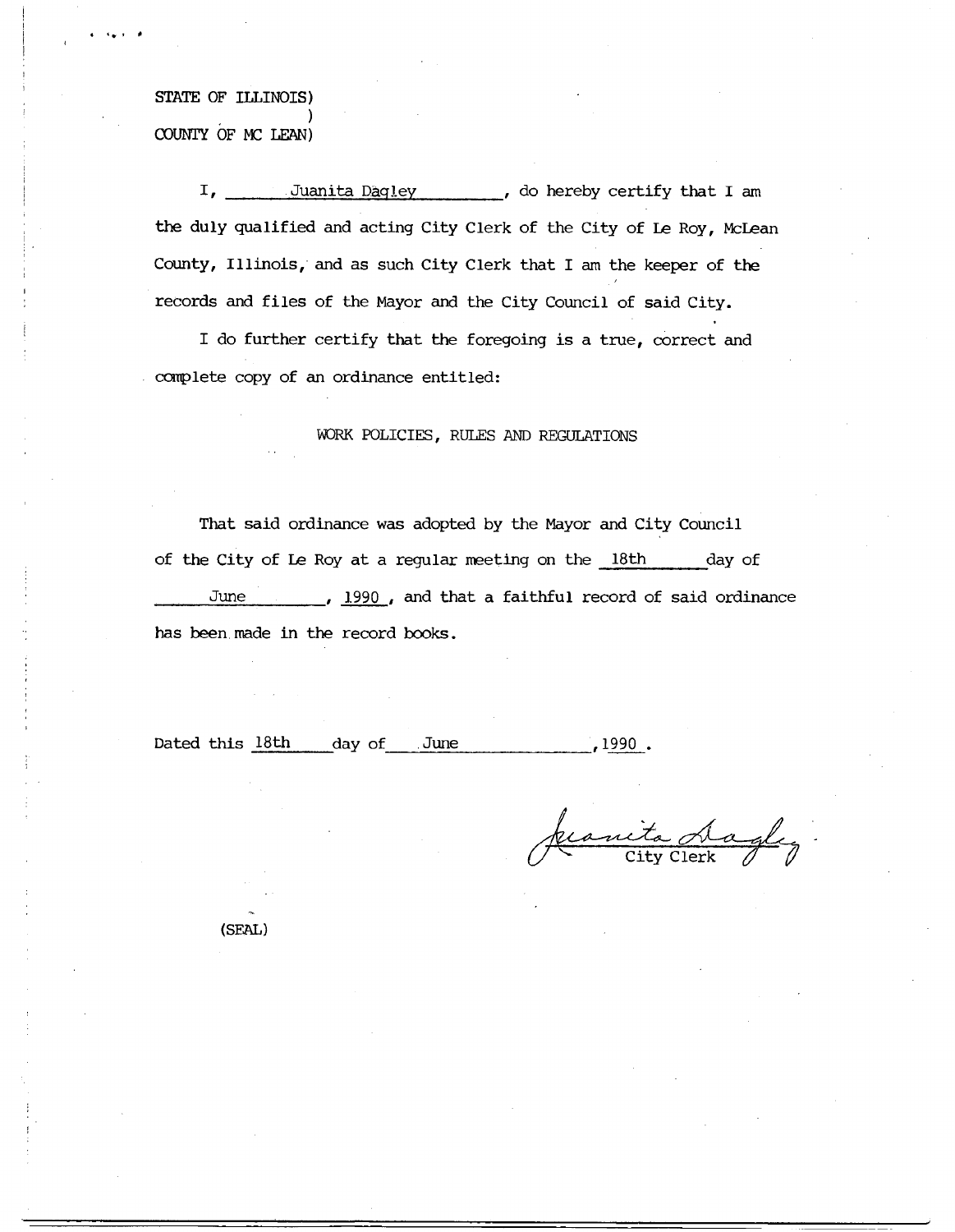STATE OF ILLINOIS)
)
COUNTY OF MC LEAN)

I, Juanita Dagley, do hereby certify that I am the duly qualified and acting City Clerk of the City of Le Roy, McLean County, Illinois, and as such City Clerk that I am the keeper of the records and files of the Mayor and the City Council of said City.

I do further certify that the foregoing is a true, correct and complete copy of an ordinance entitled:

WORK POLICIES, RULES AND REGULATIONS

That said ordinance was adopted by the Mayor and City Council of the City of Le Roy at a regular meeting on the 18th day of June, 1990, and that a faithful record of said ordinance has been made in the record books.

Dated this 18th day of June, 1990.

Juanita Dagley
City Clerk

(SEAL)